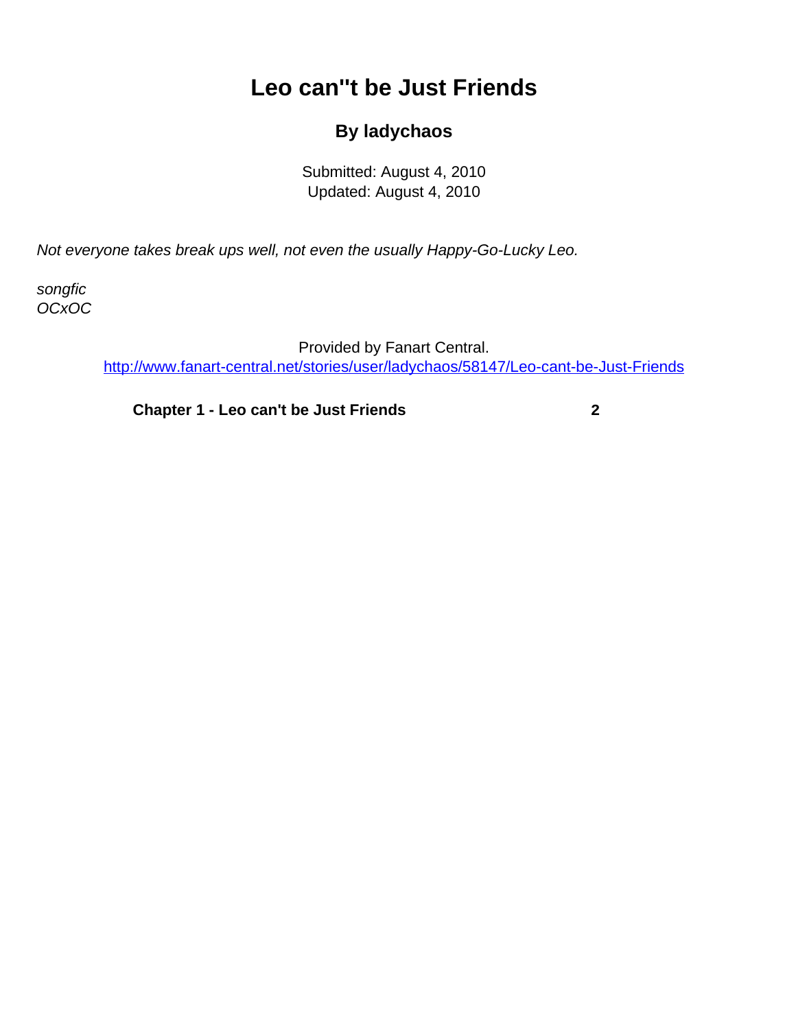# Leo can''t be Just Friends

### By ladychaos

Submitted: August 4, 2010
Updated: August 4, 2010

*Not everyone takes break ups well, not even the usually Happy-Go-Lucky Leo.*

*songfic*
*OCxOC*

Provided by Fanart Central.
http://www.fanart-central.net/stories/user/ladychaos/58147/Leo-cant-be-Just-Friends

**Chapter 1 - Leo can't be Just Friends** **2**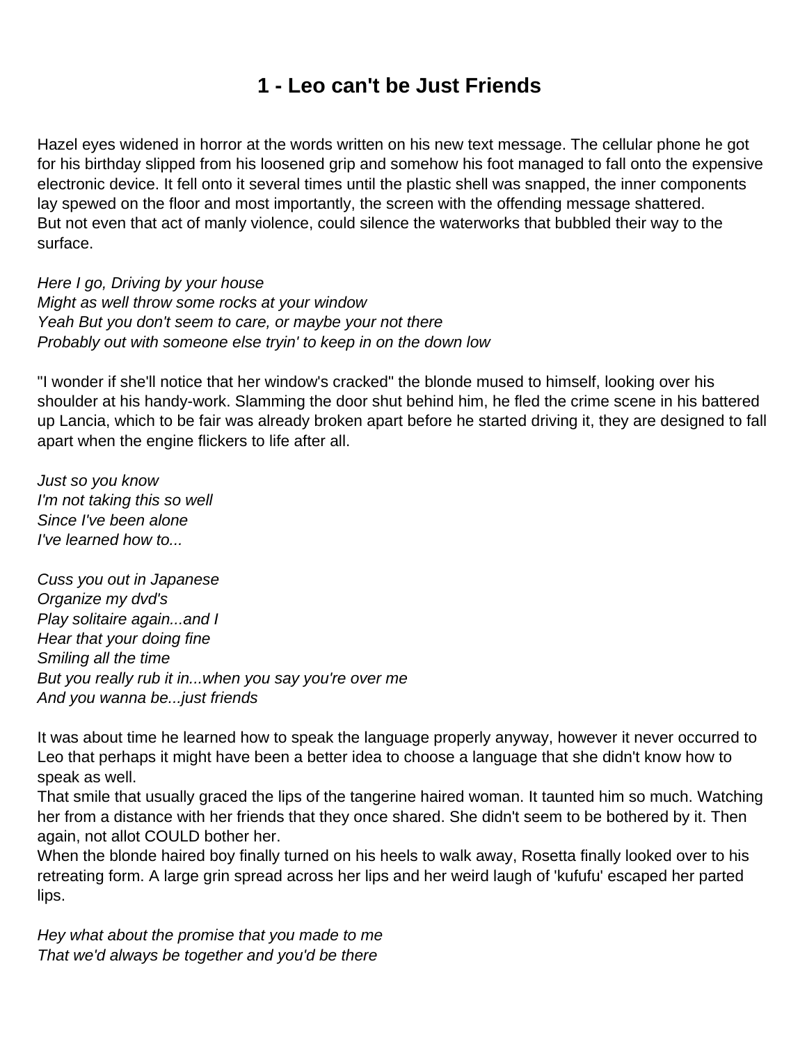# 1 - Leo can't be Just Friends

Hazel eyes widened in horror at the words written on his new text message. The cellular phone he got for his birthday slipped from his loosened grip and somehow his foot managed to fall onto the expensive electronic device. It fell onto it several times until the plastic shell was snapped, the inner components lay spewed on the floor and most importantly, the screen with the offending message shattered.
But not even that act of manly violence, could silence the waterworks that bubbled their way to the surface.

*Here I go, Driving by your house*
*Might as well throw some rocks at your window*
*Yeah But you don't seem to care, or maybe your not there*
*Probably out with someone else tryin' to keep in on the down low*

"I wonder if she'll notice that her window's cracked" the blonde mused to himself, looking over his shoulder at his handy-work. Slamming the door shut behind him, he fled the crime scene in his battered up Lancia, which to be fair was already broken apart before he started driving it, they are designed to fall apart when the engine flickers to life after all.

*Just so you know*
*I'm not taking this so well*
*Since I've been alone*
*I've learned how to...*

*Cuss you out in Japanese*
*Organize my dvd's*
*Play solitaire again...and I*
*Hear that your doing fine*
*Smiling all the time*
*But you really rub it in...when you say you're over me*
*And you wanna be...just friends*

It was about time he learned how to speak the language properly anyway, however it never occurred to Leo that perhaps it might have been a better idea to choose a language that she didn't know how to speak as well.
That smile that usually graced the lips of the tangerine haired woman. It taunted him so much. Watching her from a distance with her friends that they once shared. She didn't seem to be bothered by it. Then again, not allot COULD bother her.
When the blonde haired boy finally turned on his heels to walk away, Rosetta finally looked over to his retreating form. A large grin spread across her lips and her weird laugh of 'kufufu' escaped her parted lips.

*Hey what about the promise that you made to me*
*That we'd always be together and you'd be there*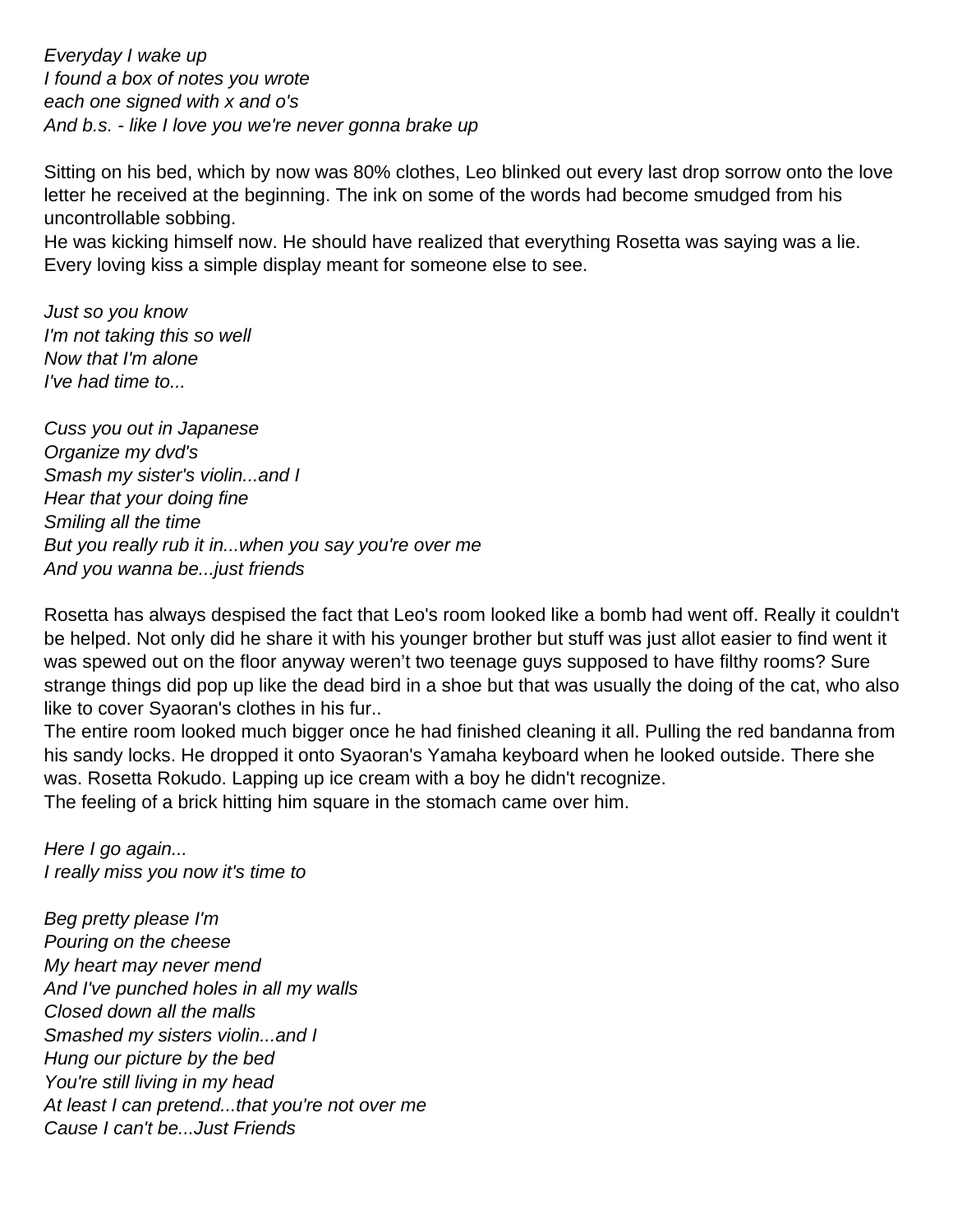*Everyday I wake up*
*I found a box of notes you wrote*
*each one signed with x and o's*
*And b.s. - like I love you we're never gonna brake up*

Sitting on his bed, which by now was 80% clothes, Leo blinked out every last drop sorrow onto the love letter he received at the beginning. The ink on some of the words had become smudged from his uncontrollable sobbing.
He was kicking himself now. He should have realized that everything Rosetta was saying was a lie. Every loving kiss a simple display meant for someone else to see.

*Just so you know*
*I'm not taking this so well*
*Now that I'm alone*
*I've had time to...*

*Cuss you out in Japanese*
*Organize my dvd's*
*Smash my sister's violin...and I*
*Hear that your doing fine*
*Smiling all the time*
*But you really rub it in...when you say you're over me*
*And you wanna be...just friends*

Rosetta has always despised the fact that Leo's room looked like a bomb had went off. Really it couldn't be helped. Not only did he share it with his younger brother but stuff was just allot easier to find went it was spewed out on the floor anyway weren't two teenage guys supposed to have filthy rooms? Sure strange things did pop up like the dead bird in a shoe but that was usually the doing of the cat, who also like to cover Syaoran's clothes in his fur..
The entire room looked much bigger once he had finished cleaning it all. Pulling the red bandanna from his sandy locks. He dropped it onto Syaoran's Yamaha keyboard when he looked outside. There she was. Rosetta Rokudo. Lapping up ice cream with a boy he didn't recognize.
The feeling of a brick hitting him square in the stomach came over him.

*Here I go again...*
*I really miss you now it's time to*

*Beg pretty please I'm*
*Pouring on the cheese*
*My heart may never mend*
*And I've punched holes in all my walls*
*Closed down all the malls*
*Smashed my sisters violin...and I*
*Hung our picture by the bed*
*You're still living in my head*
*At least I can pretend...that you're not over me*
*Cause I can't be...Just Friends*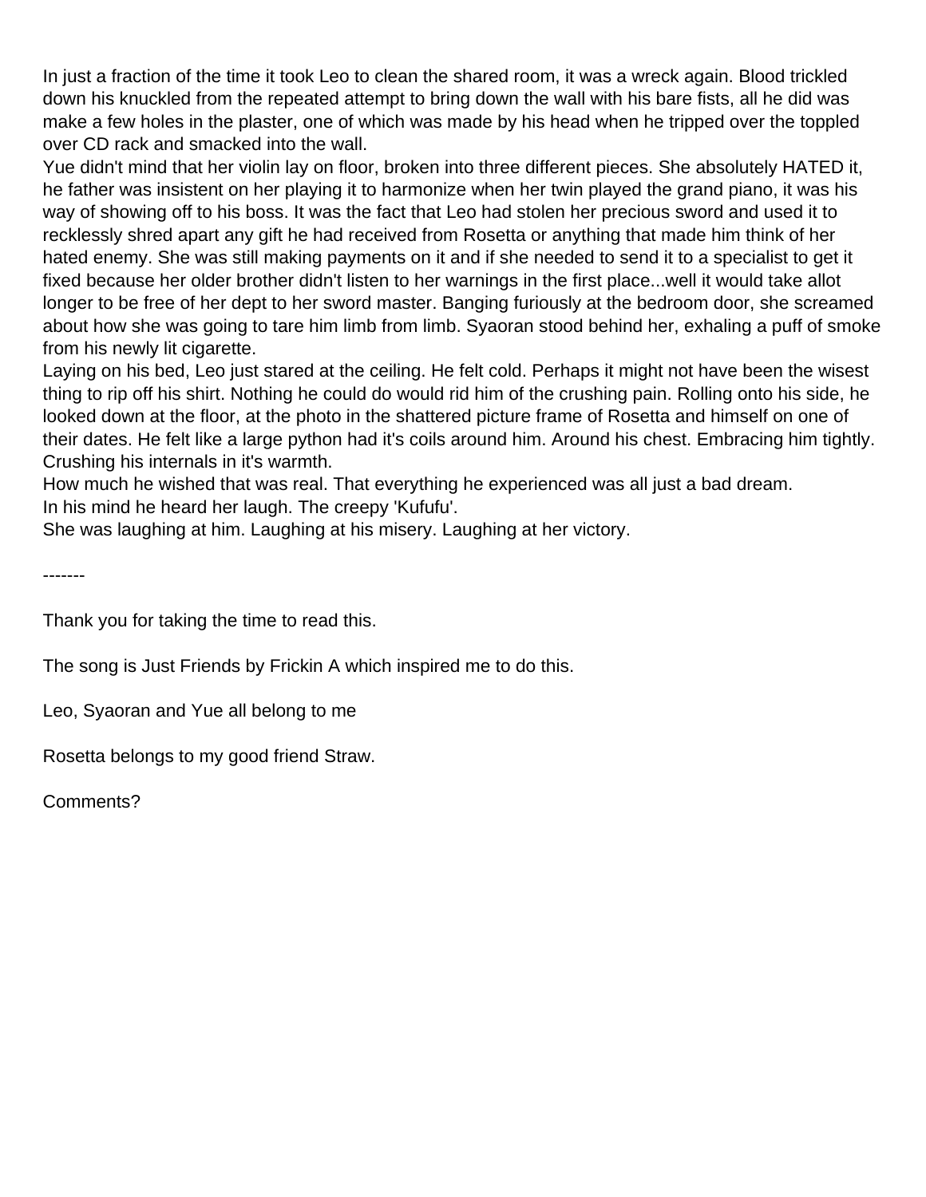In just a fraction of the time it took Leo to clean the shared room, it was a wreck again. Blood trickled down his knuckled from the repeated attempt to bring down the wall with his bare fists, all he did was make a few holes in the plaster, one of which was made by his head when he tripped over the toppled over CD rack and smacked into the wall.

Yue didn't mind that her violin lay on floor, broken into three different pieces. She absolutely HATED it, he father was insistent on her playing it to harmonize when her twin played the grand piano, it was his way of showing off to his boss. It was the fact that Leo had stolen her precious sword and used it to recklessly shred apart any gift he had received from Rosetta or anything that made him think of her hated enemy. She was still making payments on it and if she needed to send it to a specialist to get it fixed because her older brother didn't listen to her warnings in the first place...well it would take allot longer to be free of her dept to her sword master. Banging furiously at the bedroom door, she screamed about how she was going to tare him limb from limb. Syaoran stood behind her, exhaling a puff of smoke from his newly lit cigarette.

Laying on his bed, Leo just stared at the ceiling. He felt cold. Perhaps it might not have been the wisest thing to rip off his shirt. Nothing he could do would rid him of the crushing pain. Rolling onto his side, he looked down at the floor, at the photo in the shattered picture frame of Rosetta and himself on one of their dates. He felt like a large python had it's coils around him. Around his chest. Embracing him tightly. Crushing his internals in it's warmth.

How much he wished that was real. That everything he experienced was all just a bad dream.

In his mind he heard her laugh. The creepy 'Kufufu'.

She was laughing at him. Laughing at his misery. Laughing at her victory.

-------

Thank you for taking the time to read this.

The song is Just Friends by Frickin A which inspired me to do this.

Leo, Syaoran and Yue all belong to me

Rosetta belongs to my good friend Straw.

Comments?